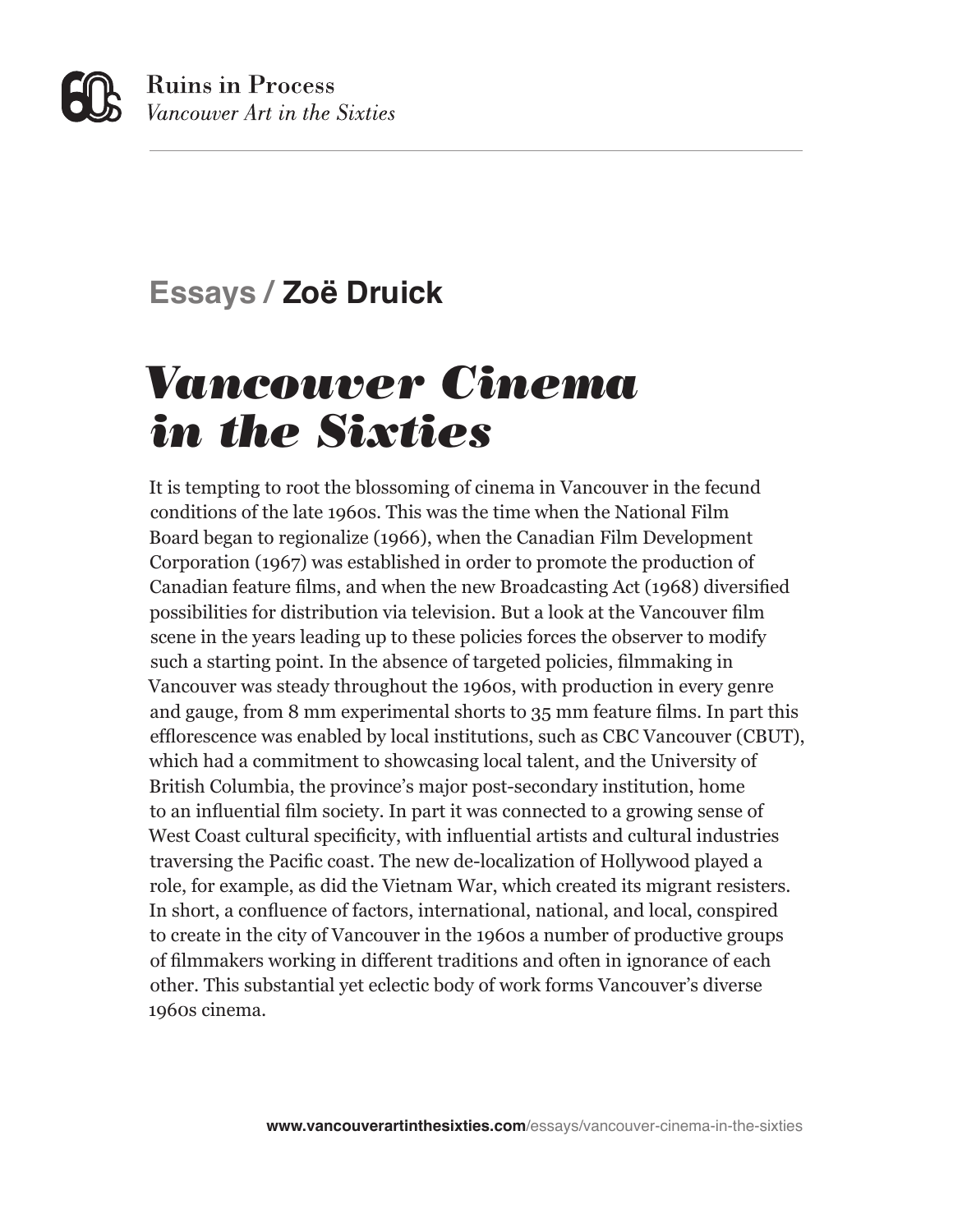Essays / **Zoë Druick**

# *Vancouver Cinema in the Sixties*

It is tempting to root the blossoming of cinema in Vancouver in the fecund conditions of the late 1960s. This was the time when the National Film Board began to regionalize (1966), when the Canadian Film Development Corporation (1967) was established in order to promote the production of Canadian feature films, and when the new Broadcasting Act (1968) diversified possibilities for distribution via television. But a look at the Vancouver film scene in the years leading up to these policies forces the observer to modify such a starting point. In the absence of targeted policies, filmmaking in Vancouver was steady throughout the 1960s, with production in every genre and gauge, from 8 mm experimental shorts to 35 mm feature films. In part this efflorescence was enabled by local institutions, such as CBC Vancouver (CBUT), which had a commitment to showcasing local talent, and the University of British Columbia, the province's major post-secondary institution, home to an influential film society. In part it was connected to a growing sense of West Coast cultural specificity, with influential artists and cultural industries traversing the Pacific coast. The new de-localization of Hollywood played a role, for example, as did the Vietnam War, which created its migrant resisters. In short, a confluence of factors, international, national, and local, conspired to create in the city of Vancouver in the 1960s a number of productive groups of filmmakers working in different traditions and often in ignorance of each other. This substantial yet eclectic body of work forms Vancouver's diverse 1960s cinema.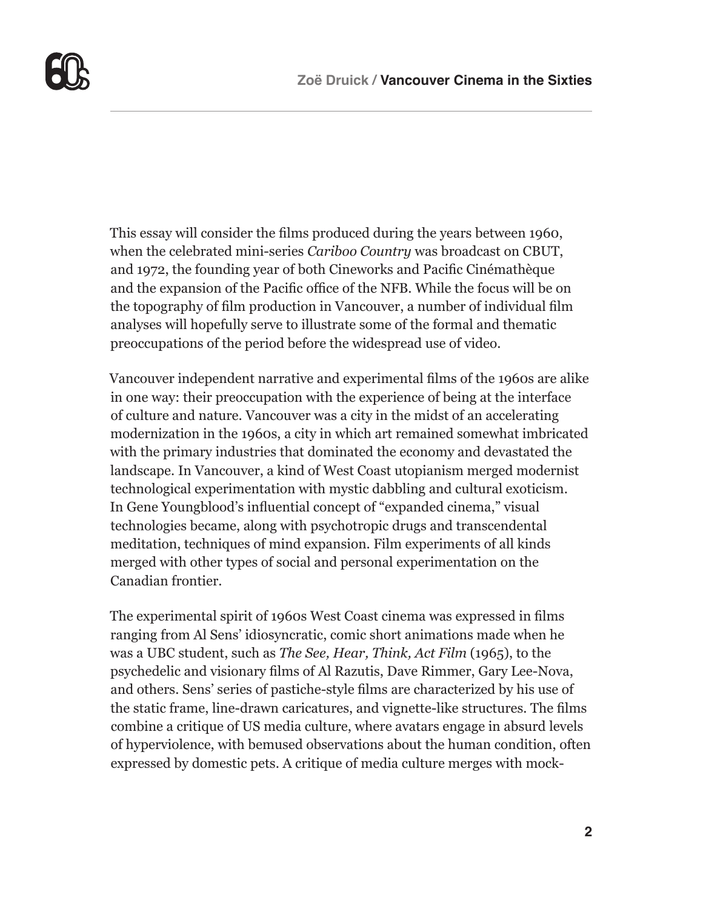This essay will consider the films produced during the years between 1960, when the celebrated mini-series *Cariboo Country* was broadcast on CBUT, and 1972, the founding year of both Cineworks and Pacific Cinémathèque and the expansion of the Pacific office of the NFB. While the focus will be on the topography of film production in Vancouver, a number of individual film analyses will hopefully serve to illustrate some of the formal and thematic preoccupations of the period before the widespread use of video.

Vancouver independent narrative and experimental films of the 1960s are alike in one way: their preoccupation with the experience of being at the interface of culture and nature. Vancouver was a city in the midst of an accelerating modernization in the 1960s, a city in which art remained somewhat imbricated with the primary industries that dominated the economy and devastated the landscape. In Vancouver, a kind of West Coast utopianism merged modernist technological experimentation with mystic dabbling and cultural exoticism. In Gene Youngblood's influential concept of "expanded cinema," visual technologies became, along with psychotropic drugs and transcendental meditation, techniques of mind expansion. Film experiments of all kinds merged with other types of social and personal experimentation on the Canadian frontier.

The experimental spirit of 1960s West Coast cinema was expressed in films ranging from Al Sens' idiosyncratic, comic short animations made when he was a UBC student, such as *The See, Hear, Think, Act Film* (1965), to the psychedelic and visionary films of Al Razutis, Dave Rimmer, Gary Lee-Nova, and others. Sens' series of pastiche-style films are characterized by his use of the static frame, line-drawn caricatures, and vignette-like structures. The films combine a critique of US media culture, where avatars engage in absurd levels of hyperviolence, with bemused observations about the human condition, often expressed by domestic pets. A critique of media culture merges with mock-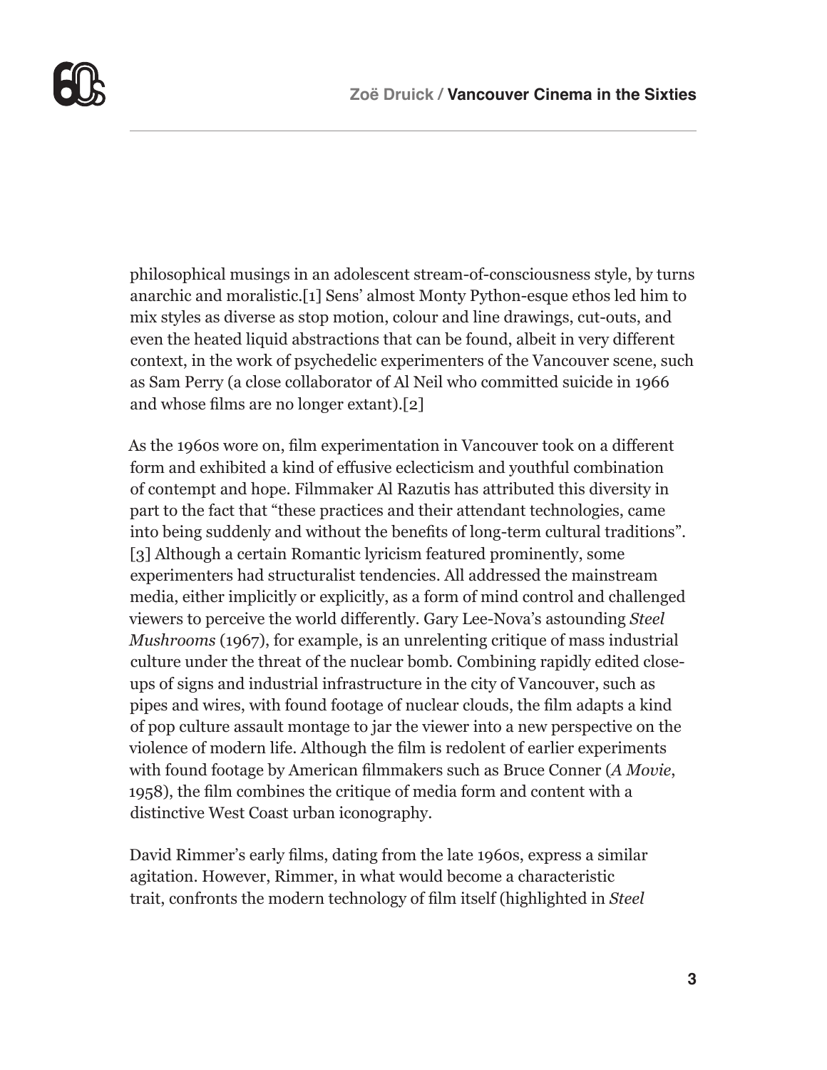philosophical musings in an adolescent stream-of-consciousness style, by turns anarchic and moralistic.[1] Sens' almost Monty Python-esque ethos led him to mix styles as diverse as stop motion, colour and line drawings, cut-outs, and even the heated liquid abstractions that can be found, albeit in very different context, in the work of psychedelic experimenters of the Vancouver scene, such as Sam Perry (a close collaborator of Al Neil who committed suicide in 1966 and whose films are no longer extant).[2]

As the 1960s wore on, film experimentation in Vancouver took on a different form and exhibited a kind of effusive eclecticism and youthful combination of contempt and hope. Filmmaker Al Razutis has attributed this diversity in part to the fact that "these practices and their attendant technologies, came into being suddenly and without the benefits of long-term cultural traditions".[3] Although a certain Romantic lyricism featured prominently, some experimenters had structuralist tendencies. All addressed the mainstream media, either implicitly or explicitly, as a form of mind control and challenged viewers to perceive the world differently. Gary Lee-Nova's astounding *Steel Mushrooms* (1967), for example, is an unrelenting critique of mass industrial culture under the threat of the nuclear bomb. Combining rapidly edited close-ups of signs and industrial infrastructure in the city of Vancouver, such as pipes and wires, with found footage of nuclear clouds, the film adapts a kind of pop culture assault montage to jar the viewer into a new perspective on the violence of modern life. Although the film is redolent of earlier experiments with found footage by American filmmakers such as Bruce Conner (*A Movie*, 1958), the film combines the critique of media form and content with a distinctive West Coast urban iconography.

David Rimmer's early films, dating from the late 1960s, express a similar agitation. However, Rimmer, in what would become a characteristic trait, confronts the modern technology of film itself (highlighted in *Steel*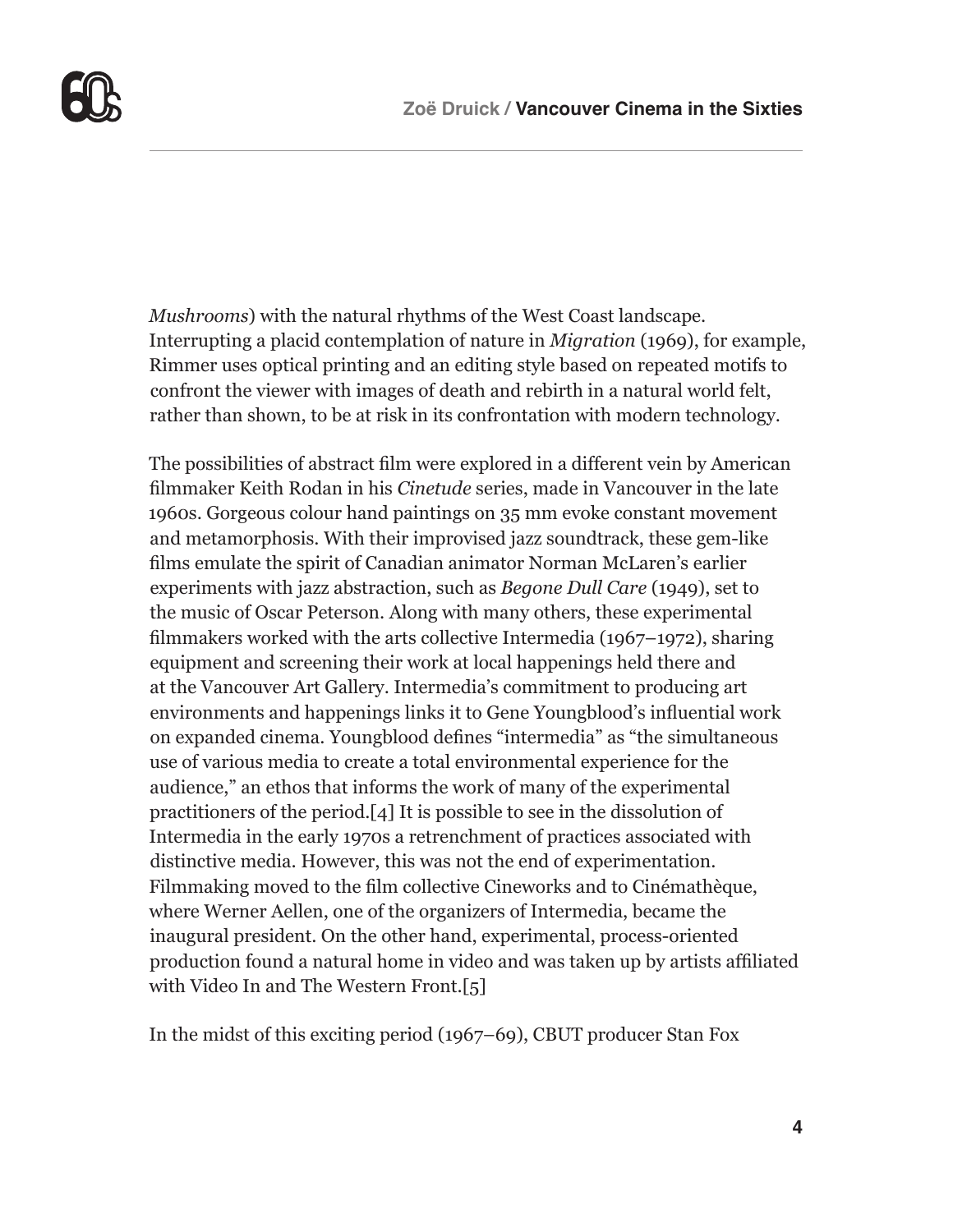*Mushrooms*) with the natural rhythms of the West Coast landscape. Interrupting a placid contemplation of nature in *Migration* (1969), for example, Rimmer uses optical printing and an editing style based on repeated motifs to confront the viewer with images of death and rebirth in a natural world felt, rather than shown, to be at risk in its confrontation with modern technology.

The possibilities of abstract film were explored in a different vein by American filmmaker Keith Rodan in his *Cinetude* series, made in Vancouver in the late 1960s. Gorgeous colour hand paintings on 35 mm evoke constant movement and metamorphosis. With their improvised jazz soundtrack, these gem-like films emulate the spirit of Canadian animator Norman McLaren's earlier experiments with jazz abstraction, such as *Begone Dull Care* (1949), set to the music of Oscar Peterson. Along with many others, these experimental filmmakers worked with the arts collective Intermedia (1967–1972), sharing equipment and screening their work at local happenings held there and at the Vancouver Art Gallery. Intermedia's commitment to producing art environments and happenings links it to Gene Youngblood's influential work on expanded cinema. Youngblood defines "intermedia" as "the simultaneous use of various media to create a total environmental experience for the audience," an ethos that informs the work of many of the experimental practitioners of the period.[4] It is possible to see in the dissolution of Intermedia in the early 1970s a retrenchment of practices associated with distinctive media. However, this was not the end of experimentation. Filmmaking moved to the film collective Cineworks and to Cinémathèque, where Werner Aellen, one of the organizers of Intermedia, became the inaugural president. On the other hand, experimental, process-oriented production found a natural home in video and was taken up by artists affiliated with Video In and The Western Front.[5]

In the midst of this exciting period (1967–69), CBUT producer Stan Fox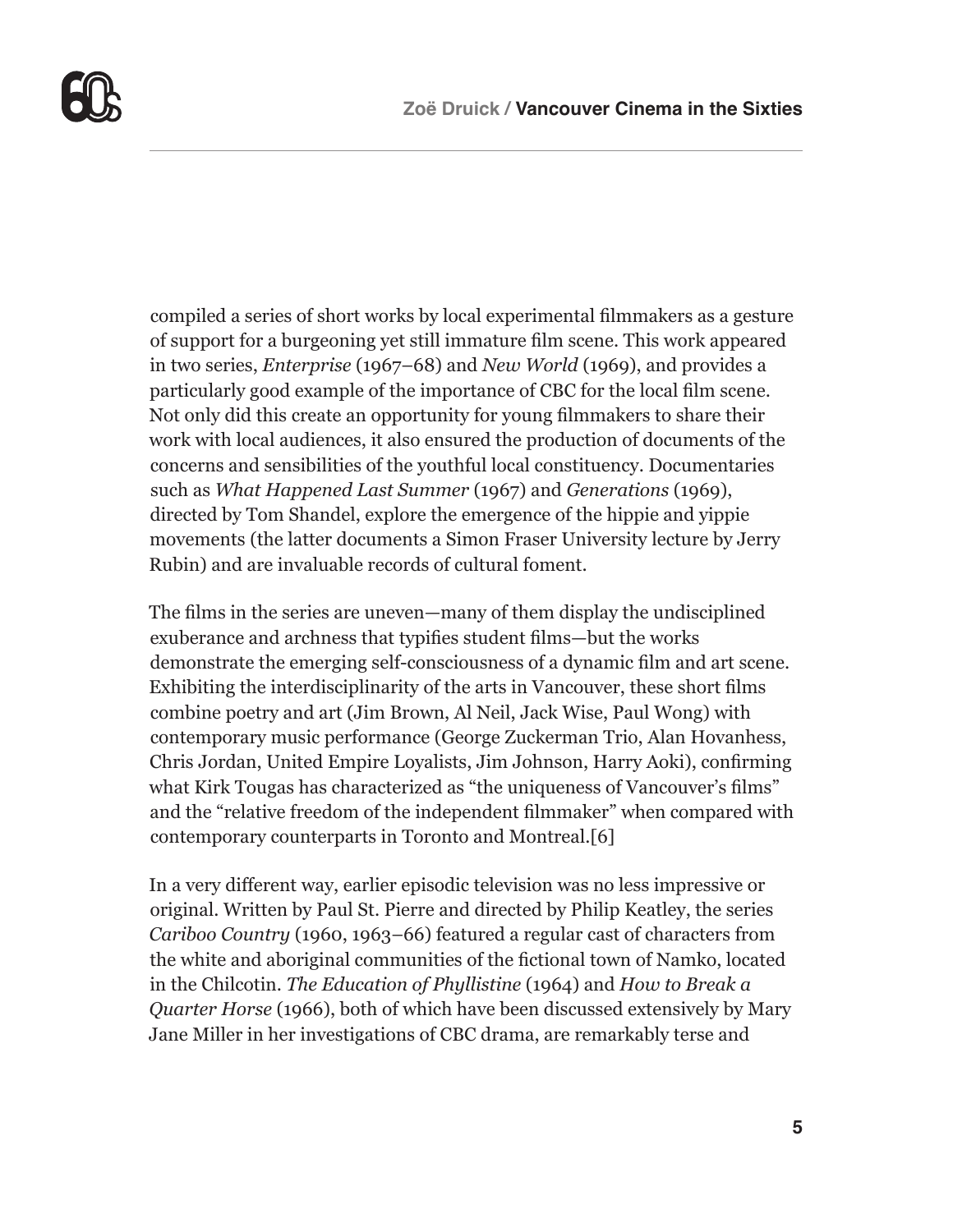compiled a series of short works by local experimental filmmakers as a gesture of support for a burgeoning yet still immature film scene. This work appeared in two series, *Enterprise* (1967–68) and *New World* (1969), and provides a particularly good example of the importance of CBC for the local film scene. Not only did this create an opportunity for young filmmakers to share their work with local audiences, it also ensured the production of documents of the concerns and sensibilities of the youthful local constituency. Documentaries such as *What Happened Last Summer* (1967) and *Generations* (1969), directed by Tom Shandel, explore the emergence of the hippie and yippie movements (the latter documents a Simon Fraser University lecture by Jerry Rubin) and are invaluable records of cultural foment.

The films in the series are uneven—many of them display the undisciplined exuberance and archness that typifies student films—but the works demonstrate the emerging self-consciousness of a dynamic film and art scene. Exhibiting the interdisciplinarity of the arts in Vancouver, these short films combine poetry and art (Jim Brown, Al Neil, Jack Wise, Paul Wong) with contemporary music performance (George Zuckerman Trio, Alan Hovanhess, Chris Jordan, United Empire Loyalists, Jim Johnson, Harry Aoki), confirming what Kirk Tougas has characterized as “the uniqueness of Vancouver’s films” and the “relative freedom of the independent filmmaker” when compared with contemporary counterparts in Toronto and Montreal.[6]

In a very different way, earlier episodic television was no less impressive or original. Written by Paul St. Pierre and directed by Philip Keatley, the series *Cariboo Country* (1960, 1963–66) featured a regular cast of characters from the white and aboriginal communities of the fictional town of Namko, located in the Chilcotin. *The Education of Phyllistine* (1964) and *How to Break a Quarter Horse* (1966), both of which have been discussed extensively by Mary Jane Miller in her investigations of CBC drama, are remarkably terse and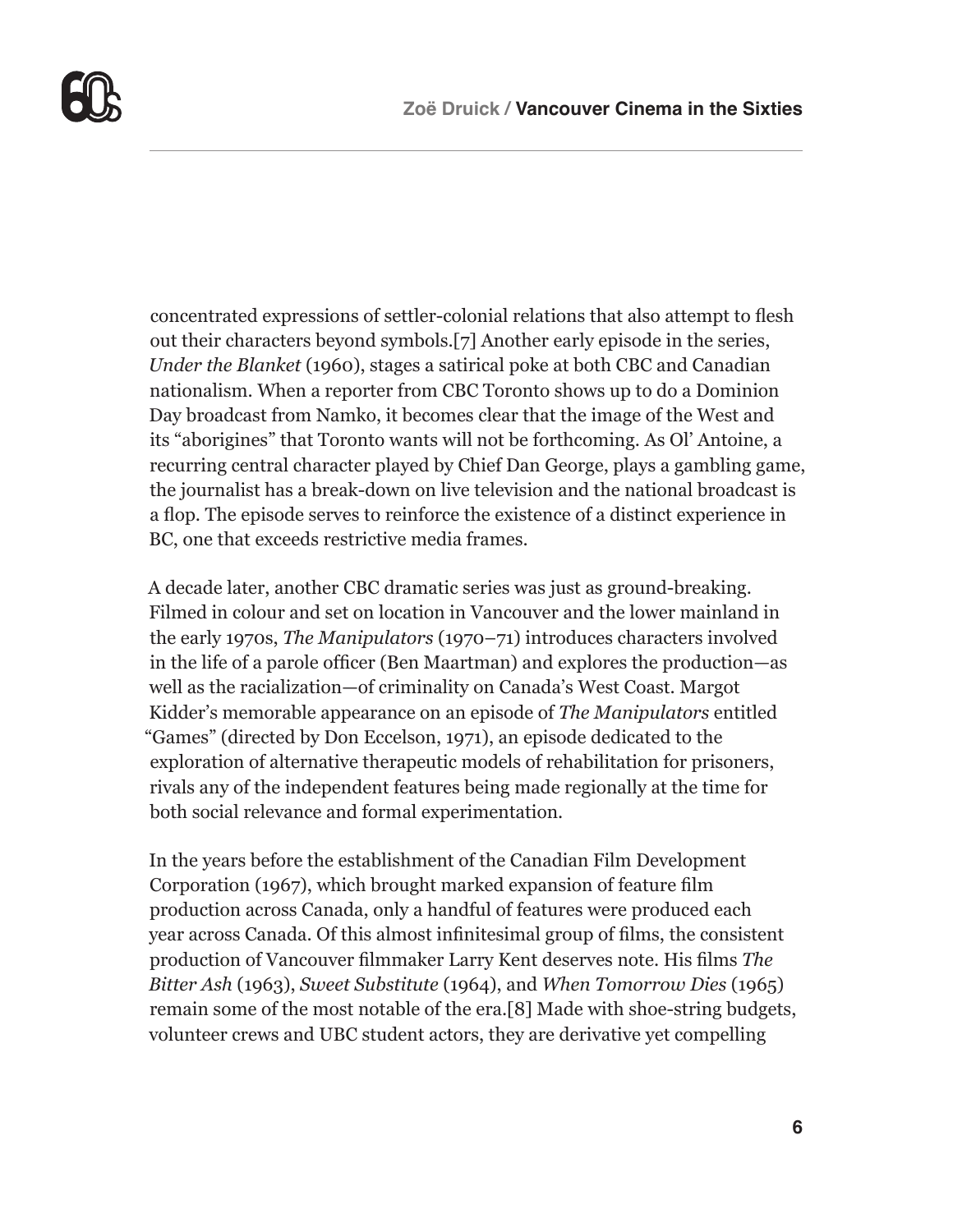concentrated expressions of settler-colonial relations that also attempt to flesh out their characters beyond symbols.[7] Another early episode in the series, *Under the Blanket* (1960), stages a satirical poke at both CBC and Canadian nationalism. When a reporter from CBC Toronto shows up to do a Dominion Day broadcast from Namko, it becomes clear that the image of the West and its "aborigines" that Toronto wants will not be forthcoming. As Ol' Antoine, a recurring central character played by Chief Dan George, plays a gambling game, the journalist has a break-down on live television and the national broadcast is a flop. The episode serves to reinforce the existence of a distinct experience in BC, one that exceeds restrictive media frames.

A decade later, another CBC dramatic series was just as ground-breaking. Filmed in colour and set on location in Vancouver and the lower mainland in the early 1970s, *The Manipulators* (1970–71) introduces characters involved in the life of a parole officer (Ben Maartman) and explores the production—as well as the racialization—of criminality on Canada's West Coast. Margot Kidder's memorable appearance on an episode of *The Manipulators* entitled "Games" (directed by Don Eccelson, 1971), an episode dedicated to the exploration of alternative therapeutic models of rehabilitation for prisoners, rivals any of the independent features being made regionally at the time for both social relevance and formal experimentation.

In the years before the establishment of the Canadian Film Development Corporation (1967), which brought marked expansion of feature film production across Canada, only a handful of features were produced each year across Canada. Of this almost infinitesimal group of films, the consistent production of Vancouver filmmaker Larry Kent deserves note. His films *The Bitter Ash* (1963), *Sweet Substitute* (1964), and *When Tomorrow Dies* (1965) remain some of the most notable of the era.[8] Made with shoe-string budgets, volunteer crews and UBC student actors, they are derivative yet compelling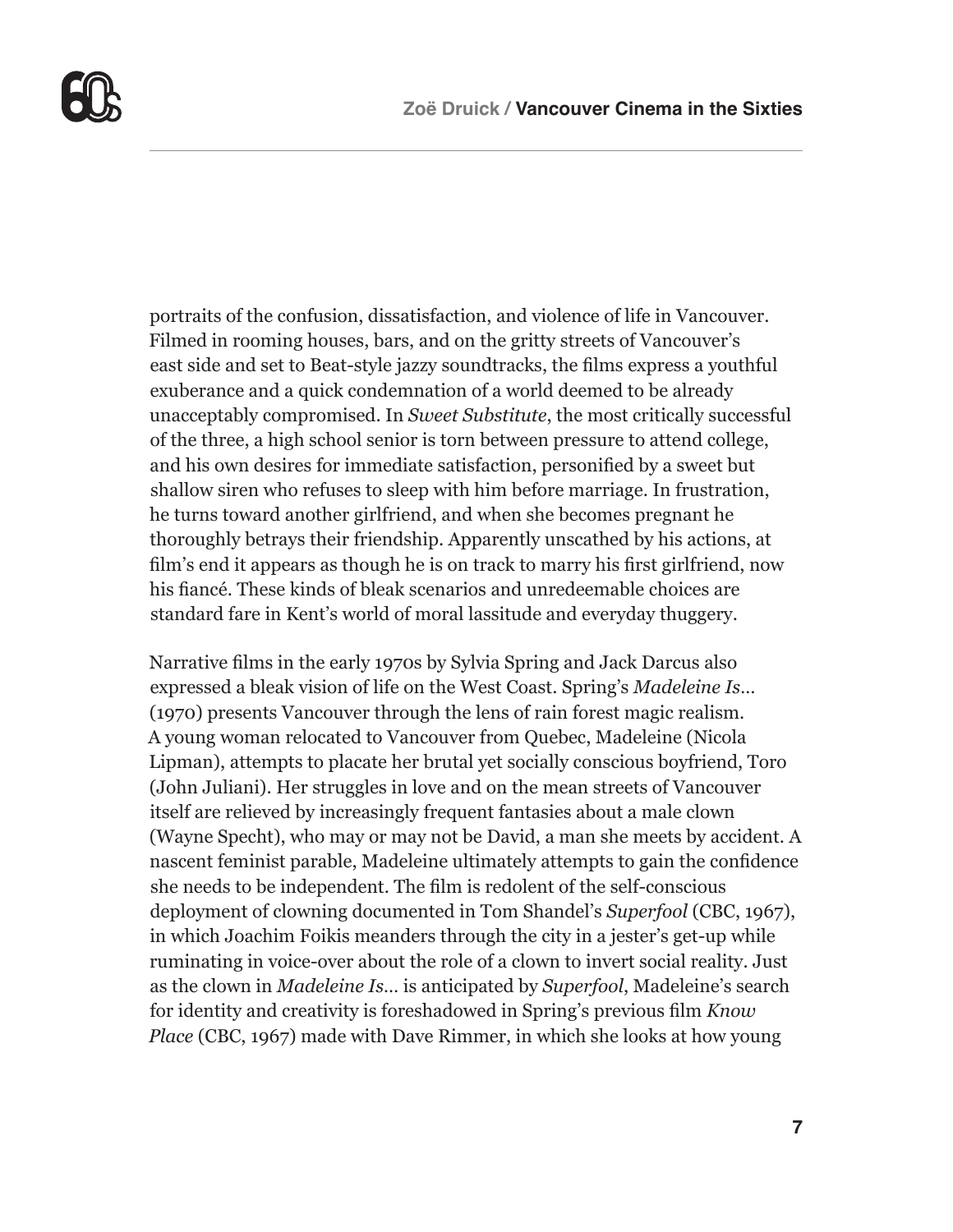portraits of the confusion, dissatisfaction, and violence of life in Vancouver. Filmed in rooming houses, bars, and on the gritty streets of Vancouver's east side and set to Beat-style jazzy soundtracks, the films express a youthful exuberance and a quick condemnation of a world deemed to be already unacceptably compromised. In *Sweet Substitute*, the most critically successful of the three, a high school senior is torn between pressure to attend college, and his own desires for immediate satisfaction, personified by a sweet but shallow siren who refuses to sleep with him before marriage. In frustration, he turns toward another girlfriend, and when she becomes pregnant he thoroughly betrays their friendship. Apparently unscathed by his actions, at film's end it appears as though he is on track to marry his first girlfriend, now his fiancé. These kinds of bleak scenarios and unredeemable choices are standard fare in Kent's world of moral lassitude and everyday thuggery.

Narrative films in the early 1970s by Sylvia Spring and Jack Darcus also expressed a bleak vision of life on the West Coast. Spring's *Madeleine Is…* (1970) presents Vancouver through the lens of rain forest magic realism. A young woman relocated to Vancouver from Quebec, Madeleine (Nicola Lipman), attempts to placate her brutal yet socially conscious boyfriend, Toro (John Juliani). Her struggles in love and on the mean streets of Vancouver itself are relieved by increasingly frequent fantasies about a male clown (Wayne Specht), who may or may not be David, a man she meets by accident. A nascent feminist parable, Madeleine ultimately attempts to gain the confidence she needs to be independent. The film is redolent of the self-conscious deployment of clowning documented in Tom Shandel's *Superfool* (CBC, 1967), in which Joachim Foikis meanders through the city in a jester's get-up while ruminating in voice-over about the role of a clown to invert social reality. Just as the clown in *Madeleine Is…* is anticipated by *Superfool*, Madeleine's search for identity and creativity is foreshadowed in Spring's previous film *Know Place* (CBC, 1967) made with Dave Rimmer, in which she looks at how young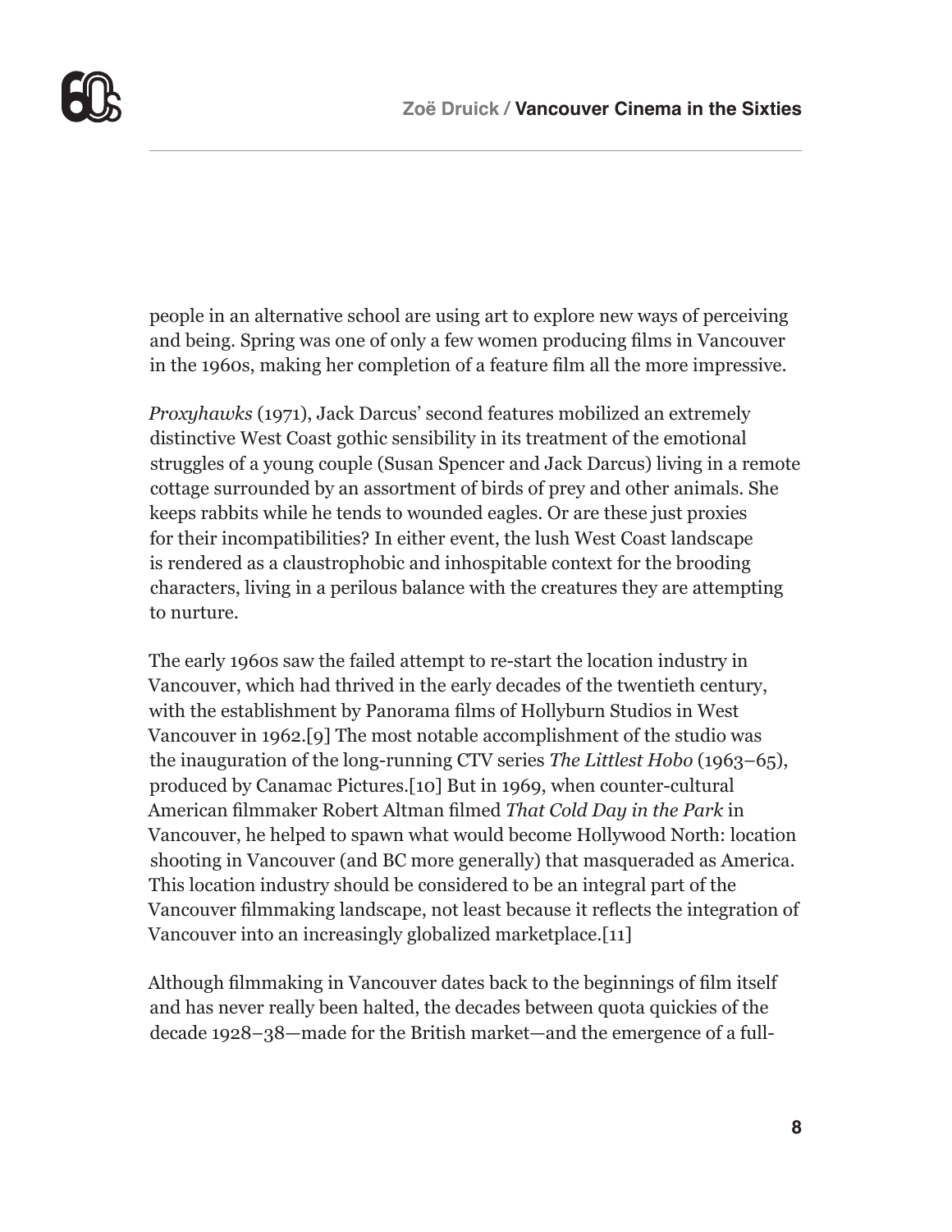people in an alternative school are using art to explore new ways of perceiving and being. Spring was one of only a few women producing films in Vancouver in the 1960s, making her completion of a feature film all the more impressive.

*Proxyhawks* (1971), Jack Darcus' second features mobilized an extremely distinctive West Coast gothic sensibility in its treatment of the emotional struggles of a young couple (Susan Spencer and Jack Darcus) living in a remote cottage surrounded by an assortment of birds of prey and other animals. She keeps rabbits while he tends to wounded eagles. Or are these just proxies for their incompatibilities? In either event, the lush West Coast landscape is rendered as a claustrophobic and inhospitable context for the brooding characters, living in a perilous balance with the creatures they are attempting to nurture.

The early 1960s saw the failed attempt to re-start the location industry in Vancouver, which had thrived in the early decades of the twentieth century, with the establishment by Panorama films of Hollyburn Studios in West Vancouver in 1962.[9] The most notable accomplishment of the studio was the inauguration of the long-running CTV series *The Littlest Hobo* (1963–65), produced by Canamac Pictures.[10] But in 1969, when counter-cultural American filmmaker Robert Altman filmed *That Cold Day in the Park* in Vancouver, he helped to spawn what would become Hollywood North: location shooting in Vancouver (and BC more generally) that masqueraded as America. This location industry should be considered to be an integral part of the Vancouver filmmaking landscape, not least because it reflects the integration of Vancouver into an increasingly globalized marketplace.[11]

Although filmmaking in Vancouver dates back to the beginnings of film itself and has never really been halted, the decades between quota quickies of the decade 1928–38—made for the British market—and the emergence of a full-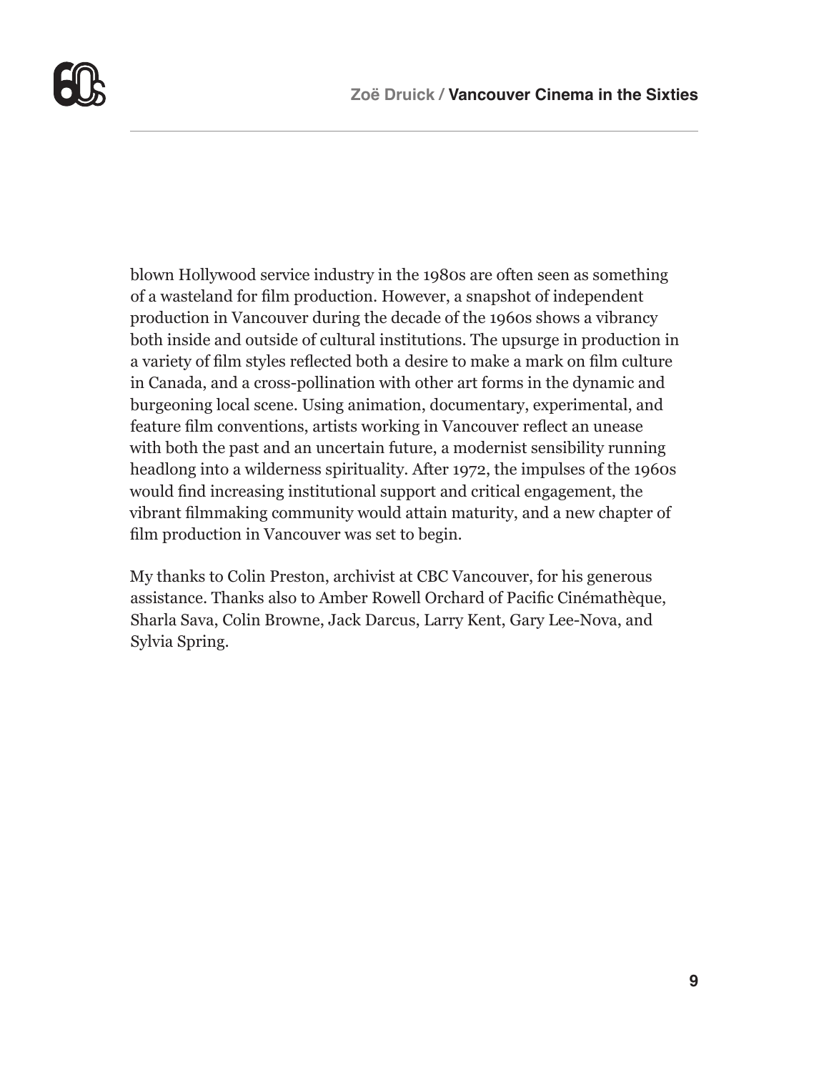blown Hollywood service industry in the 1980s are often seen as something of a wasteland for film production. However, a snapshot of independent production in Vancouver during the decade of the 1960s shows a vibrancy both inside and outside of cultural institutions. The upsurge in production in a variety of film styles reflected both a desire to make a mark on film culture in Canada, and a cross-pollination with other art forms in the dynamic and burgeoning local scene. Using animation, documentary, experimental, and feature film conventions, artists working in Vancouver reflect an unease with both the past and an uncertain future, a modernist sensibility running headlong into a wilderness spirituality. After 1972, the impulses of the 1960s would find increasing institutional support and critical engagement, the vibrant filmmaking community would attain maturity, and a new chapter of film production in Vancouver was set to begin.

My thanks to Colin Preston, archivist at CBC Vancouver, for his generous assistance. Thanks also to Amber Rowell Orchard of Pacific Cinémathèque, Sharla Sava, Colin Browne, Jack Darcus, Larry Kent, Gary Lee-Nova, and Sylvia Spring.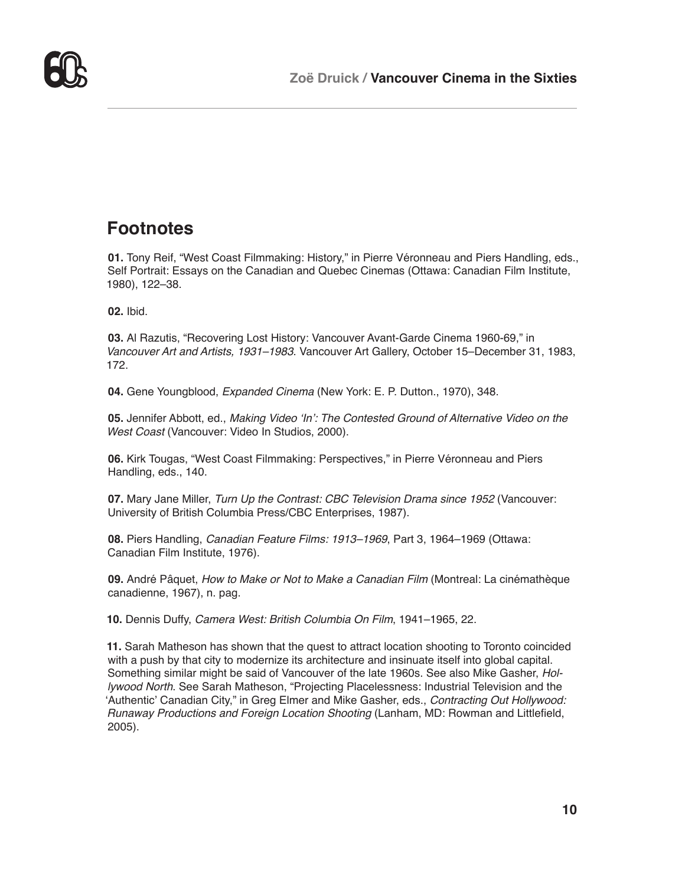## Footnotes

**01.** Tony Reif, "West Coast Filmmaking: History," in Pierre Véronneau and Piers Handling, eds., Self Portrait: Essays on the Canadian and Quebec Cinemas (Ottawa: Canadian Film Institute, 1980), 122–38.

**02.** Ibid.

**03.** Al Razutis, "Recovering Lost History: Vancouver Avant-Garde Cinema 1960-69," in *Vancouver Art and Artists, 1931–1983*. Vancouver Art Gallery, October 15–December 31, 1983, 172.

**04.** Gene Youngblood, *Expanded Cinema* (New York: E. P. Dutton., 1970), 348.

**05.** Jennifer Abbott, ed., *Making Video 'In': The Contested Ground of Alternative Video on the West Coast* (Vancouver: Video In Studios, 2000).

**06.** Kirk Tougas, "West Coast Filmmaking: Perspectives," in Pierre Véronneau and Piers Handling, eds., 140.

**07.** Mary Jane Miller, *Turn Up the Contrast: CBC Television Drama since 1952* (Vancouver: University of British Columbia Press/CBC Enterprises, 1987).

**08.** Piers Handling, *Canadian Feature Films: 1913–1969*, Part 3, 1964–1969 (Ottawa: Canadian Film Institute, 1976).

**09.** André Pâquet, *How to Make or Not to Make a Canadian Film* (Montreal: La cinémathèque canadienne, 1967), n. pag.

**10.** Dennis Duffy, *Camera West: British Columbia On Film*, 1941–1965, 22.

**11.** Sarah Matheson has shown that the quest to attract location shooting to Toronto coincided with a push by that city to modernize its architecture and insinuate itself into global capital. Something similar might be said of Vancouver of the late 1960s. See also Mike Gasher, *Hollywood North*. See Sarah Matheson, "Projecting Placelessness: Industrial Television and the 'Authentic' Canadian City," in Greg Elmer and Mike Gasher, eds., *Contracting Out Hollywood: Runaway Productions and Foreign Location Shooting* (Lanham, MD: Rowman and Littlefield, 2005).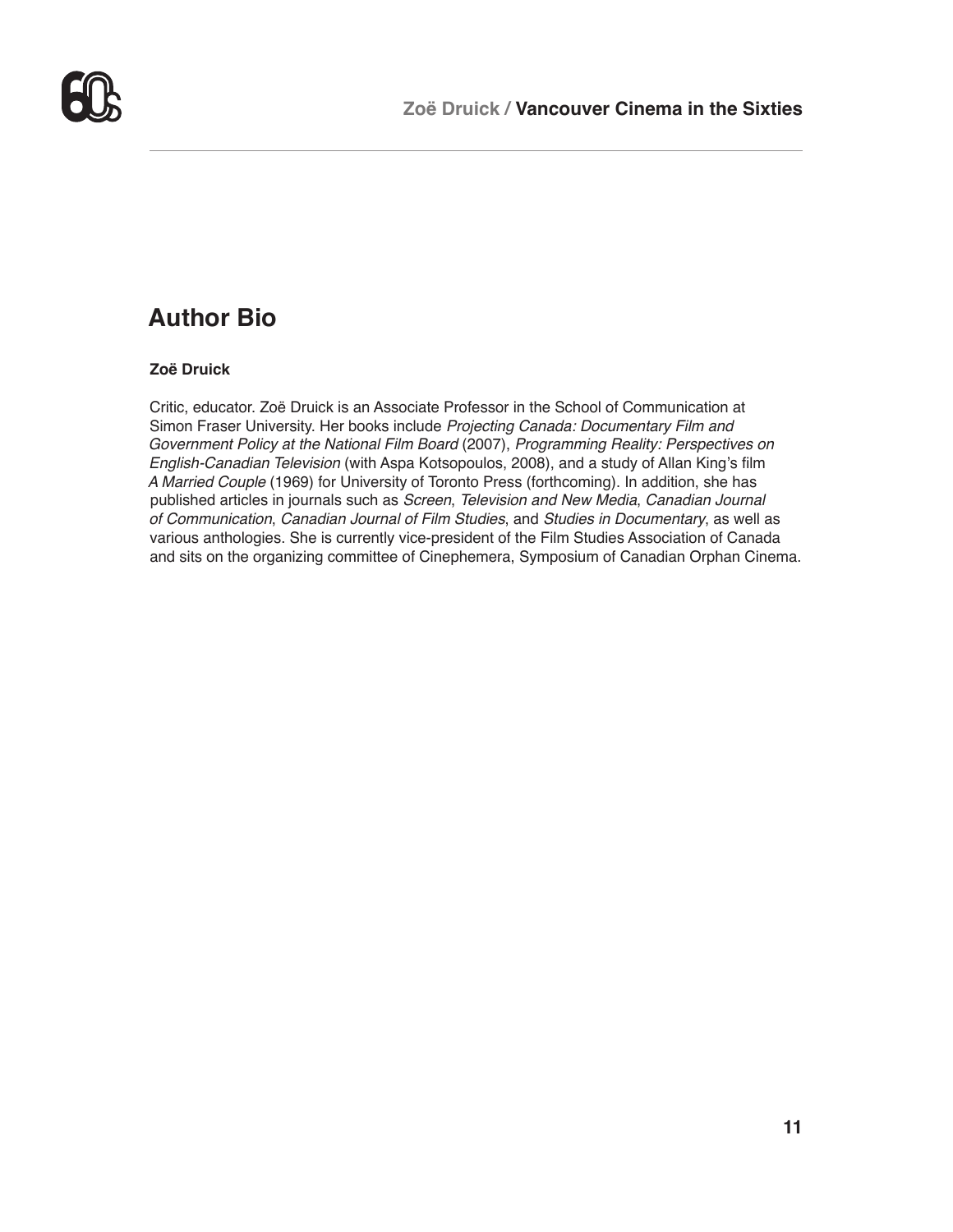## Author Bio

**Zoë Druick**

Critic, educator. Zoë Druick is an Associate Professor in the School of Communication at Simon Fraser University. Her books include *Projecting Canada: Documentary Film and Government Policy at the National Film Board* (2007), *Programming Reality: Perspectives on English-Canadian Television* (with Aspa Kotsopoulos, 2008), and a study of Allan King's film *A Married Couple* (1969) for University of Toronto Press (forthcoming). In addition, she has published articles in journals such as *Screen*, *Television and New Media*, *Canadian Journal of Communication*, *Canadian Journal of Film Studies*, and *Studies in Documentary*, as well as various anthologies. She is currently vice-president of the Film Studies Association of Canada and sits on the organizing committee of Cinephemera, Symposium of Canadian Orphan Cinema.